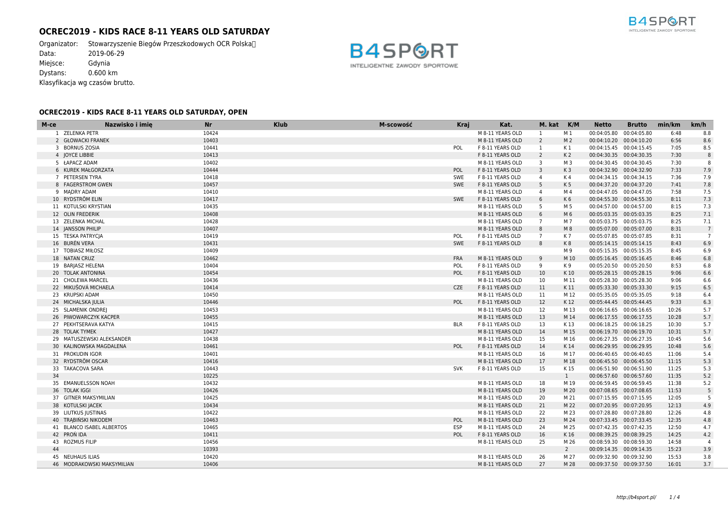# OCREC2019 - KIDS RACE 8-11 YEARS OLD SATURDAY

Organizator: Stowarzyszenie Biegów Przeszkodowych OCR Polska
Data: 2019-06-29
Miejsce: Gdynia
Dystans: 0.600 km
Klasyfikacja wg czasów brutto.

## OCREC2019 - KIDS RACE 8-11 YEARS OLD SATURDAY, OPEN

| M-ce | Nazwisko i imię | Nr | Klub | M-scowość | Kraj | Kat. | M. kat | K/M | Netto | Brutto | min/km | km/h |
|---|---|---|---|---|---|---|---|---|---|---|---|---|
| 1 | ZELENKA PETR | 10424 | | | | M 8-11 YEARS OLD | 1 | M 1 | 00:04:05.80 | 00:04:05.80 | 6:48 | 8.8 |
| 2 | GŁOWACKI FRANEK | 10403 | | | | M 8-11 YEARS OLD | 2 | M 2 | 00:04:10.20 | 00:04:10.20 | 6:56 | 8.6 |
| 3 | BORNUS ZOSIA | 10441 | | | POL | F 8-11 YEARS OLD | 1 | K 1 | 00:04:15.45 | 00:04:15.45 | 7:05 | 8.5 |
| 4 | JOYCE LIBBIE | 10413 | | | | F 8-11 YEARS OLD | 2 | K 2 | 00:04:30.35 | 00:04:30.35 | 7:30 | 8 |
| 5 | ŁAPACZ ADAM | 10402 | | | | M 8-11 YEARS OLD | 3 | M 3 | 00:04:30.45 | 00:04:30.45 | 7:30 | 8 |
| 6 | KUREK MAŁGORZATA | 10444 | | | POL | F 8-11 YEARS OLD | 3 | K 3 | 00:04:32.90 | 00:04:32.90 | 7:33 | 7.9 |
| 7 | PETERSEN TYRA | 10418 | | | SWE | F 8-11 YEARS OLD | 4 | K 4 | 00:04:34.15 | 00:04:34.15 | 7:36 | 7.9 |
| 8 | FAGERSTROM GWEN | 10457 | | | SWE | F 8-11 YEARS OLD | 5 | K 5 | 00:04:37.20 | 00:04:37.20 | 7:41 | 7.8 |
| 9 | MĄDRY ADAM | 10410 | | | | M 8-11 YEARS OLD | 4 | M 4 | 00:04:47.05 | 00:04:47.05 | 7:58 | 7.5 |
| 10 | RYDSTRÖM ELIN | 10417 | | | SWE | F 8-11 YEARS OLD | 6 | K 6 | 00:04:55.30 | 00:04:55.30 | 8:11 | 7.3 |
| 11 | KOTULSKI KRYSTIAN | 10435 | | | | M 8-11 YEARS OLD | 5 | M 5 | 00:04:57.00 | 00:04:57.00 | 8:15 | 7.3 |
| 12 | OLIN FREDERIK | 10408 | | | | M 8-11 YEARS OLD | 6 | M 6 | 00:05:03.35 | 00:05:03.35 | 8:25 | 7.1 |
| 13 | ZELENKA MICHAL | 10428 | | | | M 8-11 YEARS OLD | 7 | M 7 | 00:05:03.75 | 00:05:03.75 | 8:25 | 7.1 |
| 14 | JANSSON PHILIP | 10407 | | | | M 8-11 YEARS OLD | 8 | M 8 | 00:05:07.00 | 00:05:07.00 | 8:31 | 7 |
| 15 | TESKA PATRYCJA | 10419 | | | POL | F 8-11 YEARS OLD | 7 | K 7 | 00:05:07.85 | 00:05:07.85 | 8:31 | 7 |
| 16 | BURÉN VERA | 10431 | | | SWE | F 8-11 YEARS OLD | 8 | K 8 | 00:05:14.15 | 00:05:14.15 | 8:43 | 6.9 |
| 17 | TOBIASZ MIŁOSZ | 10409 | | | | | | M 9 | 00:05:15.35 | 00:05:15.35 | 8:45 | 6.9 |
| 18 | NATAN CRUZ | 10462 | | | FRA | M 8-11 YEARS OLD | 9 | M 10 | 00:05:16.45 | 00:05:16.45 | 8:46 | 6.8 |
| 19 | BARJASZ HELENA | 10404 | | | POL | F 8-11 YEARS OLD | 9 | K 9 | 00:05:20.50 | 00:05:20.50 | 8:53 | 6.8 |
| 20 | TOLAK ANTONINA | 10454 | | | POL | F 8-11 YEARS OLD | 10 | K 10 | 00:05:28.15 | 00:05:28.15 | 9:06 | 6.6 |
| 21 | CHOLEWA MARCEL | 10436 | | | | M 8-11 YEARS OLD | 10 | M 11 | 00:05:28.30 | 00:05:28.30 | 9:06 | 6.6 |
| 22 | MIKUŠOVÁ MICHAELA | 10414 | | | CZE | F 8-11 YEARS OLD | 11 | K 11 | 00:05:33.30 | 00:05:33.30 | 9:15 | 6.5 |
| 23 | KRUPSKI ADAM | 10450 | | | | M 8-11 YEARS OLD | 11 | M 12 | 00:05:35.05 | 00:05:35.05 | 9:18 | 6.4 |
| 24 | MICHALSKA JULIA | 10446 | | | POL | F 8-11 YEARS OLD | 12 | K 12 | 00:05:44.45 | 00:05:44.45 | 9:33 | 6.3 |
| 25 | SLAMENIK ONDREJ | 10453 | | | | M 8-11 YEARS OLD | 12 | M 13 | 00:06:16.65 | 00:06:16.65 | 10:26 | 5.7 |
| 26 | PIWOWARCZYK KACPER | 10455 | | | | M 8-11 YEARS OLD | 13 | M 14 | 00:06:17.55 | 00:06:17.55 | 10:28 | 5.7 |
| 27 | PEKHTSERAVA KATYA | 10415 | | | BLR | F 8-11 YEARS OLD | 13 | K 13 | 00:06:18.25 | 00:06:18.25 | 10:30 | 5.7 |
| 28 | TOLAK TYMEK | 10427 | | | | M 8-11 YEARS OLD | 14 | M 15 | 00:06:19.70 | 00:06:19.70 | 10:31 | 5.7 |
| 29 | MATUSZEWSKI ALEKSANDER | 10438 | | | | M 8-11 YEARS OLD | 15 | M 16 | 00:06:27.35 | 00:06:27.35 | 10:45 | 5.6 |
| 30 | KALINOWSKA MAGDALENA | 10461 | | | POL | F 8-11 YEARS OLD | 14 | K 14 | 00:06:29.95 | 00:06:29.95 | 10:48 | 5.6 |
| 31 | PROKUDIN IGOR | 10401 | | | | M 8-11 YEARS OLD | 16 | M 17 | 00:06:40.65 | 00:06:40.65 | 11:06 | 5.4 |
| 32 | RYDSTRÖM OSCAR | 10416 | | | | M 8-11 YEARS OLD | 17 | M 18 | 00:06:45.50 | 00:06:45.50 | 11:15 | 5.3 |
| 33 | TAKACOVA SARA | 10443 | | | SVK | F 8-11 YEARS OLD | 15 | K 15 | 00:06:51.90 | 00:06:51.90 | 11:25 | 5.3 |
| 34 | | 10225 | | | | | | 1 | 00:06:57.60 | 00:06:57.60 | 11:35 | 5.2 |
| 35 | EMANUELSSON NOAH | 10432 | | | | M 8-11 YEARS OLD | 18 | M 19 | 00:06:59.45 | 00:06:59.45 | 11:38 | 5.2 |
| 36 | TOLAK IGGI | 10426 | | | | M 8-11 YEARS OLD | 19 | M 20 | 00:07:08.65 | 00:07:08.65 | 11:53 | 5 |
| 37 | GITNER MAKSYMILIAN | 10425 | | | | M 8-11 YEARS OLD | 20 | M 21 | 00:07:15.95 | 00:07:15.95 | 12:05 | 5 |
| 38 | KOTULSKI JACEK | 10434 | | | | M 8-11 YEARS OLD | 21 | M 22 | 00:07:20.95 | 00:07:20.95 | 12:13 | 4.9 |
| 39 | LIUTKUS JUSTINAS | 10422 | | | | M 8-11 YEARS OLD | 22 | M 23 | 00:07:28.80 | 00:07:28.80 | 12:26 | 4.8 |
| 40 | TRĄBIŃSKI NIKODEM | 10463 | | | POL | M 8-11 YEARS OLD | 23 | M 24 | 00:07:33.45 | 00:07:33.45 | 12:35 | 4.8 |
| 41 | BLANCO ISABEL ALBERTOS | 10465 | | | ESP | M 8-11 YEARS OLD | 24 | M 25 | 00:07:42.35 | 00:07:42.35 | 12:50 | 4.7 |
| 42 | PROŃ IDA | 10411 | | | POL | F 8-11 YEARS OLD | 16 | K 16 | 00:08:39.25 | 00:08:39.25 | 14:25 | 4.2 |
| 43 | ROZMUS FILIP | 10456 | | | | M 8-11 YEARS OLD | 25 | M 26 | 00:08:59.30 | 00:08:59.30 | 14:58 | 4 |
| 44 | | 10393 | | | | | | 2 | 00:09:14.35 | 00:09:14.35 | 15:23 | 3.9 |
| 45 | NEUHAUS ILIAS | 10420 | | | | M 8-11 YEARS OLD | 26 | M 27 | 00:09:32.90 | 00:09:32.90 | 15:53 | 3.8 |
| 46 | MODRAKOWSKI MAKSYMILIAN | 10406 | | | | M 8-11 YEARS OLD | 27 | M 28 | 00:09:37.50 | 00:09:37.50 | 16:01 | 3.7 |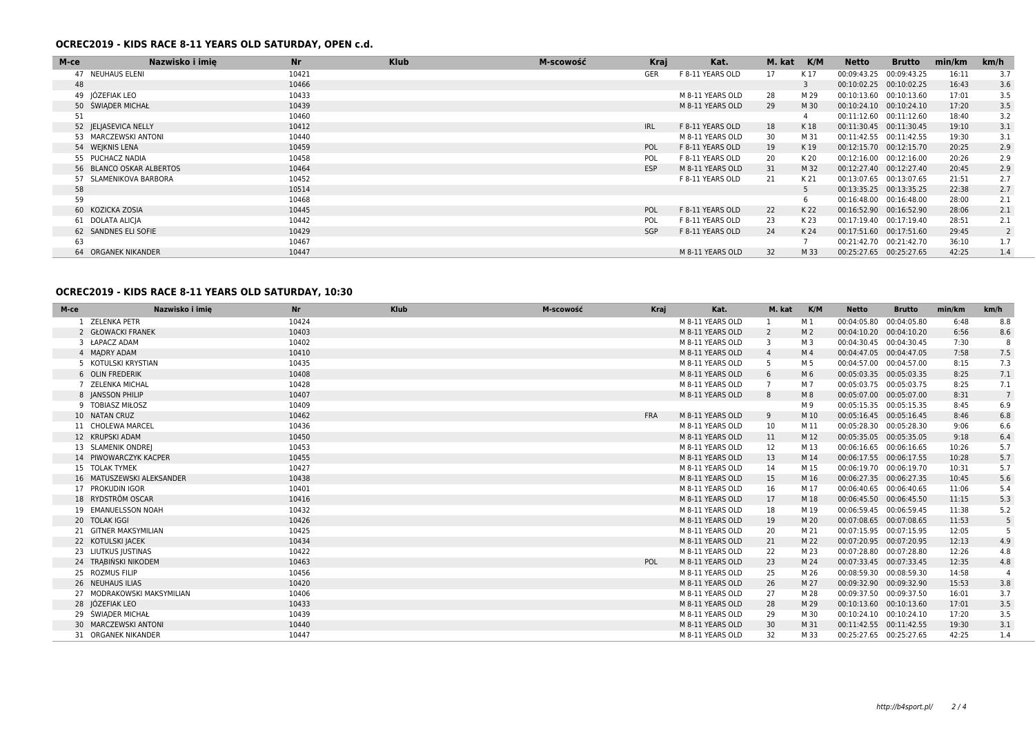## OCREC2019 - KIDS RACE 8-11 YEARS OLD SATURDAY, OPEN c.d.

| M-ce | Nazwisko i imię | Nr | Klub | M-scowość | Kraj | Kat. | M. kat | K/M | Netto | Brutto | min/km | km/h |
|---|---|---|---|---|---|---|---|---|---|---|---|---|
| 47 | NEUHAUS ELENI | 10421 | | | GER | F 8-11 YEARS OLD | 17 | K 17 | 00:09:43.25 | 00:09:43.25 | 16:11 | 3.7 |
| 48 | | 10466 | | | | | | 3 | 00:10:02.25 | 00:10:02.25 | 16:43 | 3.6 |
| 49 | JÓZEFIAK LEO | 10433 | | | | M 8-11 YEARS OLD | 28 | M 29 | 00:10:13.60 | 00:10:13.60 | 17:01 | 3.5 |
| 50 | ŚWIĄDER MICHAŁ | 10439 | | | | M 8-11 YEARS OLD | 29 | M 30 | 00:10:24.10 | 00:10:24.10 | 17:20 | 3.5 |
| 51 | | 10460 | | | | | | 4 | 00:11:12.60 | 00:11:12.60 | 18:40 | 3.2 |
| 52 | JELJASEVICA NELLY | 10412 | | | IRL | F 8-11 YEARS OLD | 18 | K 18 | 00:11:30.45 | 00:11:30.45 | 19:10 | 3.1 |
| 53 | MARCZEWSKI ANTONI | 10440 | | | | M 8-11 YEARS OLD | 30 | M 31 | 00:11:42.55 | 00:11:42.55 | 19:30 | 3.1 |
| 54 | WEJKNIS LENA | 10459 | | | POL | F 8-11 YEARS OLD | 19 | K 19 | 00:12:15.70 | 00:12:15.70 | 20:25 | 2.9 |
| 55 | PUCHACZ NADIA | 10458 | | | POL | F 8-11 YEARS OLD | 20 | K 20 | 00:12:16.00 | 00:12:16.00 | 20:26 | 2.9 |
| 56 | BLANCO OSKAR ALBERTOS | 10464 | | | ESP | M 8-11 YEARS OLD | 31 | M 32 | 00:12:27.40 | 00:12:27.40 | 20:45 | 2.9 |
| 57 | SLAMENIKOVA BARBORA | 10452 | | | | F 8-11 YEARS OLD | 21 | K 21 | 00:13:07.65 | 00:13:07.65 | 21:51 | 2.7 |
| 58 | | 10514 | | | | | | 5 | 00:13:35.25 | 00:13:35.25 | 22:38 | 2.7 |
| 59 | | 10468 | | | | | | 6 | 00:16:48.00 | 00:16:48.00 | 28:00 | 2.1 |
| 60 | KOZICKA ZOSIA | 10445 | | | POL | F 8-11 YEARS OLD | 22 | K 22 | 00:16:52.90 | 00:16:52.90 | 28:06 | 2.1 |
| 61 | DOLATA ALICJA | 10442 | | | POL | F 8-11 YEARS OLD | 23 | K 23 | 00:17:19.40 | 00:17:19.40 | 28:51 | 2.1 |
| 62 | SANDNES ELI SOFIE | 10429 | | | SGP | F 8-11 YEARS OLD | 24 | K 24 | 00:17:51.60 | 00:17:51.60 | 29:45 | 2 |
| 63 | | 10467 | | | | | | 7 | 00:21:42.70 | 00:21:42.70 | 36:10 | 1.7 |
| 64 | ORGANEK NIKANDER | 10447 | | | | M 8-11 YEARS OLD | 32 | M 33 | 00:25:27.65 | 00:25:27.65 | 42:25 | 1.4 |

## OCREC2019 - KIDS RACE 8-11 YEARS OLD SATURDAY, 10:30

| M-ce | Nazwisko i imię | Nr | Klub | M-scowość | Kraj | Kat. | M. kat | K/M | Netto | Brutto | min/km | km/h |
|---|---|---|---|---|---|---|---|---|---|---|---|---|
| 1 | ZELENKA PETR | 10424 | | | | M 8-11 YEARS OLD | 1 | M 1 | 00:04:05.80 | 00:04:05.80 | 6:48 | 8.8 |
| 2 | GŁOWACKI FRANEK | 10403 | | | | M 8-11 YEARS OLD | 2 | M 2 | 00:04:10.20 | 00:04:10.20 | 6:56 | 8.6 |
| 3 | ŁAPACZ ADAM | 10402 | | | | M 8-11 YEARS OLD | 3 | M 3 | 00:04:30.45 | 00:04:30.45 | 7:30 | 8 |
| 4 | MĄDRY ADAM | 10410 | | | | M 8-11 YEARS OLD | 4 | M 4 | 00:04:47.05 | 00:04:47.05 | 7:58 | 7.5 |
| 5 | KOTULSKI KRYSTIAN | 10435 | | | | M 8-11 YEARS OLD | 5 | M 5 | 00:04:57.00 | 00:04:57.00 | 8:15 | 7.3 |
| 6 | OLIN FREDERIK | 10408 | | | | M 8-11 YEARS OLD | 6 | M 6 | 00:05:03.35 | 00:05:03.35 | 8:25 | 7.1 |
| 7 | ZELENKA MICHAL | 10428 | | | | M 8-11 YEARS OLD | 7 | M 7 | 00:05:03.75 | 00:05:03.75 | 8:25 | 7.1 |
| 8 | JANSSON PHILIP | 10407 | | | | M 8-11 YEARS OLD | 8 | M 8 | 00:05:07.00 | 00:05:07.00 | 8:31 | 7 |
| 9 | TOBIASZ MIŁOSZ | 10409 | | | | | | M 9 | 00:05:15.35 | 00:05:15.35 | 8:45 | 6.9 |
| 10 | NATAN CRUZ | 10462 | | | FRA | M 8-11 YEARS OLD | 9 | M 10 | 00:05:16.45 | 00:05:16.45 | 8:46 | 6.8 |
| 11 | CHOLEWA MARCEL | 10436 | | | | M 8-11 YEARS OLD | 10 | M 11 | 00:05:28.30 | 00:05:28.30 | 9:06 | 6.6 |
| 12 | KRUPSKI ADAM | 10450 | | | | M 8-11 YEARS OLD | 11 | M 12 | 00:05:35.05 | 00:05:35.05 | 9:18 | 6.4 |
| 13 | SLAMENIK ONDREJ | 10453 | | | | M 8-11 YEARS OLD | 12 | M 13 | 00:06:16.65 | 00:06:16.65 | 10:26 | 5.7 |
| 14 | PIWOWARCZYK KACPER | 10455 | | | | M 8-11 YEARS OLD | 13 | M 14 | 00:06:17.55 | 00:06:17.55 | 10:28 | 5.7 |
| 15 | TOLAK TYMEK | 10427 | | | | M 8-11 YEARS OLD | 14 | M 15 | 00:06:19.70 | 00:06:19.70 | 10:31 | 5.7 |
| 16 | MATUSZEWSKI ALEKSANDER | 10438 | | | | M 8-11 YEARS OLD | 15 | M 16 | 00:06:27.35 | 00:06:27.35 | 10:45 | 5.6 |
| 17 | PROKUDIN IGOR | 10401 | | | | M 8-11 YEARS OLD | 16 | M 17 | 00:06:40.65 | 00:06:40.65 | 11:06 | 5.4 |
| 18 | RYDSTRÖM OSCAR | 10416 | | | | M 8-11 YEARS OLD | 17 | M 18 | 00:06:45.50 | 00:06:45.50 | 11:15 | 5.3 |
| 19 | EMANUELSSON NOAH | 10432 | | | | M 8-11 YEARS OLD | 18 | M 19 | 00:06:59.45 | 00:06:59.45 | 11:38 | 5.2 |
| 20 | TOLAK IGGI | 10426 | | | | M 8-11 YEARS OLD | 19 | M 20 | 00:07:08.65 | 00:07:08.65 | 11:53 | 5 |
| 21 | GITNER MAKSYMILIAN | 10425 | | | | M 8-11 YEARS OLD | 20 | M 21 | 00:07:15.95 | 00:07:15.95 | 12:05 | 5 |
| 22 | KOTULSKI JACEK | 10434 | | | | M 8-11 YEARS OLD | 21 | M 22 | 00:07:20.95 | 00:07:20.95 | 12:13 | 4.9 |
| 23 | LIUTKUS JUSTINAS | 10422 | | | | M 8-11 YEARS OLD | 22 | M 23 | 00:07:28.80 | 00:07:28.80 | 12:26 | 4.8 |
| 24 | TRĄBIŃSKI NIKODEM | 10463 | | | POL | M 8-11 YEARS OLD | 23 | M 24 | 00:07:33.45 | 00:07:33.45 | 12:35 | 4.8 |
| 25 | ROZMUS FILIP | 10456 | | | | M 8-11 YEARS OLD | 25 | M 26 | 00:08:59.30 | 00:08:59.30 | 14:58 | 4 |
| 26 | NEUHAUS ILIAS | 10420 | | | | M 8-11 YEARS OLD | 26 | M 27 | 00:09:32.90 | 00:09:32.90 | 15:53 | 3.8 |
| 27 | MODRAKOWSKI MAKSYMILIAN | 10406 | | | | M 8-11 YEARS OLD | 27 | M 28 | 00:09:37.50 | 00:09:37.50 | 16:01 | 3.7 |
| 28 | JÓZEFIAK LEO | 10433 | | | | M 8-11 YEARS OLD | 28 | M 29 | 00:10:13.60 | 00:10:13.60 | 17:01 | 3.5 |
| 29 | ŚWIĄDER MICHAŁ | 10439 | | | | M 8-11 YEARS OLD | 29 | M 30 | 00:10:24.10 | 00:10:24.10 | 17:20 | 3.5 |
| 30 | MARCZEWSKI ANTONI | 10440 | | | | M 8-11 YEARS OLD | 30 | M 31 | 00:11:42.55 | 00:11:42.55 | 19:30 | 3.1 |
| 31 | ORGANEK NIKANDER | 10447 | | | | M 8-11 YEARS OLD | 32 | M 33 | 00:25:27.65 | 00:25:27.65 | 42:25 | 1.4 |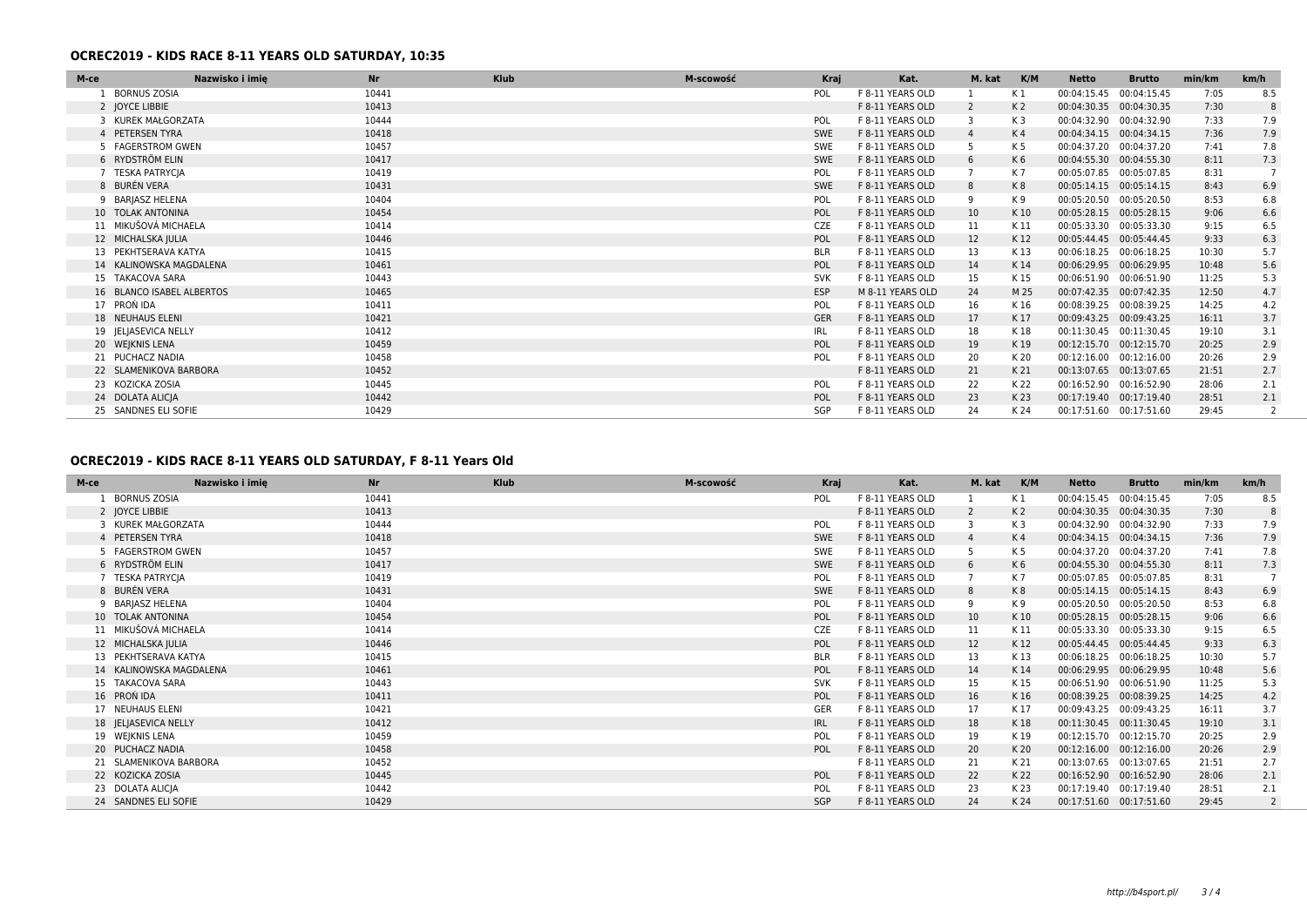## OCREC2019 - KIDS RACE 8-11 YEARS OLD SATURDAY, 10:35

| M-ce | Nazwisko i imię | Nr | Klub | M-scowość | Kraj | Kat. | M. kat | K/M | Netto | Brutto | min/km | km/h |
|---|---|---|---|---|---|---|---|---|---|---|---|---|
| 1 | BORNUS ZOSIA | 10441 | | | POL | F 8-11 YEARS OLD | 1 | K 1 | 00:04:15.45 | 00:04:15.45 | 7:05 | 8.5 |
| 2 | JOYCE LIBBIE | 10413 | | | | F 8-11 YEARS OLD | 2 | K 2 | 00:04:30.35 | 00:04:30.35 | 7:30 | 8 |
| 3 | KUREK MAŁGORZATA | 10444 | | | POL | F 8-11 YEARS OLD | 3 | K 3 | 00:04:32.90 | 00:04:32.90 | 7:33 | 7.9 |
| 4 | PETERSEN TYRA | 10418 | | | SWE | F 8-11 YEARS OLD | 4 | K 4 | 00:04:34.15 | 00:04:34.15 | 7:36 | 7.9 |
| 5 | FAGERSTROM GWEN | 10457 | | | SWE | F 8-11 YEARS OLD | 5 | K 5 | 00:04:37.20 | 00:04:37.20 | 7:41 | 7.8 |
| 6 | RYDSTRÖM ELIN | 10417 | | | SWE | F 8-11 YEARS OLD | 6 | K 6 | 00:04:55.30 | 00:04:55.30 | 8:11 | 7.3 |
| 7 | TESKA PATRYCJA | 10419 | | | POL | F 8-11 YEARS OLD | 7 | K 7 | 00:05:07.85 | 00:05:07.85 | 8:31 | 7 |
| 8 | BURÉN VERA | 10431 | | | SWE | F 8-11 YEARS OLD | 8 | K 8 | 00:05:14.15 | 00:05:14.15 | 8:43 | 6.9 |
| 9 | BARJASZ HELENA | 10404 | | | POL | F 8-11 YEARS OLD | 9 | K 9 | 00:05:20.50 | 00:05:20.50 | 8:53 | 6.8 |
| 10 | TOLAK ANTONINA | 10454 | | | POL | F 8-11 YEARS OLD | 10 | K 10 | 00:05:28.15 | 00:05:28.15 | 9:06 | 6.6 |
| 11 | MIKUŠOVÁ MICHAELA | 10414 | | | CZE | F 8-11 YEARS OLD | 11 | K 11 | 00:05:33.30 | 00:05:33.30 | 9:15 | 6.5 |
| 12 | MICHALSKA JULIA | 10446 | | | POL | F 8-11 YEARS OLD | 12 | K 12 | 00:05:44.45 | 00:05:44.45 | 9:33 | 6.3 |
| 13 | PEKHTSERAVA KATYA | 10415 | | | BLR | F 8-11 YEARS OLD | 13 | K 13 | 00:06:18.25 | 00:06:18.25 | 10:30 | 5.7 |
| 14 | KALINOWSKA MAGDALENA | 10461 | | | POL | F 8-11 YEARS OLD | 14 | K 14 | 00:06:29.95 | 00:06:29.95 | 10:48 | 5.6 |
| 15 | TAKACOVA SARA | 10443 | | | SVK | F 8-11 YEARS OLD | 15 | K 15 | 00:06:51.90 | 00:06:51.90 | 11:25 | 5.3 |
| 16 | BLANCO ISABEL ALBERTOS | 10465 | | | ESP | M 8-11 YEARS OLD | 24 | M 25 | 00:07:42.35 | 00:07:42.35 | 12:50 | 4.7 |
| 17 | PROŃ IDA | 10411 | | | POL | F 8-11 YEARS OLD | 16 | K 16 | 00:08:39.25 | 00:08:39.25 | 14:25 | 4.2 |
| 18 | NEUHAUS ELENI | 10421 | | | GER | F 8-11 YEARS OLD | 17 | K 17 | 00:09:43.25 | 00:09:43.25 | 16:11 | 3.7 |
| 19 | JELJASEVICA NELLY | 10412 | | | IRL | F 8-11 YEARS OLD | 18 | K 18 | 00:11:30.45 | 00:11:30.45 | 19:10 | 3.1 |
| 20 | WEJKNIS LENA | 10459 | | | POL | F 8-11 YEARS OLD | 19 | K 19 | 00:12:15.70 | 00:12:15.70 | 20:25 | 2.9 |
| 21 | PUCHACZ NADIA | 10458 | | | POL | F 8-11 YEARS OLD | 20 | K 20 | 00:12:16.00 | 00:12:16.00 | 20:26 | 2.9 |
| 22 | SLAMENIKOVA BARBORA | 10452 | | | | F 8-11 YEARS OLD | 21 | K 21 | 00:13:07.65 | 00:13:07.65 | 21:51 | 2.7 |
| 23 | KOZICKA ZOSIA | 10445 | | | POL | F 8-11 YEARS OLD | 22 | K 22 | 00:16:52.90 | 00:16:52.90 | 28:06 | 2.1 |
| 24 | DOLATA ALICJA | 10442 | | | POL | F 8-11 YEARS OLD | 23 | K 23 | 00:17:19.40 | 00:17:19.40 | 28:51 | 2.1 |
| 25 | SANDNES ELI SOFIE | 10429 | | | SGP | F 8-11 YEARS OLD | 24 | K 24 | 00:17:51.60 | 00:17:51.60 | 29:45 | 2 |

## OCREC2019 - KIDS RACE 8-11 YEARS OLD SATURDAY, F 8-11 Years Old

| M-ce | Nazwisko i imię | Nr | Klub | M-scowość | Kraj | Kat. | M. kat | K/M | Netto | Brutto | min/km | km/h |
|---|---|---|---|---|---|---|---|---|---|---|---|---|
| 1 | BORNUS ZOSIA | 10441 | | | POL | F 8-11 YEARS OLD | 1 | K 1 | 00:04:15.45 | 00:04:15.45 | 7:05 | 8.5 |
| 2 | JOYCE LIBBIE | 10413 | | | | F 8-11 YEARS OLD | 2 | K 2 | 00:04:30.35 | 00:04:30.35 | 7:30 | 8 |
| 3 | KUREK MAŁGORZATA | 10444 | | | POL | F 8-11 YEARS OLD | 3 | K 3 | 00:04:32.90 | 00:04:32.90 | 7:33 | 7.9 |
| 4 | PETERSEN TYRA | 10418 | | | SWE | F 8-11 YEARS OLD | 4 | K 4 | 00:04:34.15 | 00:04:34.15 | 7:36 | 7.9 |
| 5 | FAGERSTROM GWEN | 10457 | | | SWE | F 8-11 YEARS OLD | 5 | K 5 | 00:04:37.20 | 00:04:37.20 | 7:41 | 7.8 |
| 6 | RYDSTRÖM ELIN | 10417 | | | SWE | F 8-11 YEARS OLD | 6 | K 6 | 00:04:55.30 | 00:04:55.30 | 8:11 | 7.3 |
| 7 | TESKA PATRYCJA | 10419 | | | POL | F 8-11 YEARS OLD | 7 | K 7 | 00:05:07.85 | 00:05:07.85 | 8:31 | 7 |
| 8 | BURÉN VERA | 10431 | | | SWE | F 8-11 YEARS OLD | 8 | K 8 | 00:05:14.15 | 00:05:14.15 | 8:43 | 6.9 |
| 9 | BARJASZ HELENA | 10404 | | | POL | F 8-11 YEARS OLD | 9 | K 9 | 00:05:20.50 | 00:05:20.50 | 8:53 | 6.8 |
| 10 | TOLAK ANTONINA | 10454 | | | POL | F 8-11 YEARS OLD | 10 | K 10 | 00:05:28.15 | 00:05:28.15 | 9:06 | 6.6 |
| 11 | MIKUŠOVÁ MICHAELA | 10414 | | | CZE | F 8-11 YEARS OLD | 11 | K 11 | 00:05:33.30 | 00:05:33.30 | 9:15 | 6.5 |
| 12 | MICHALSKA JULIA | 10446 | | | POL | F 8-11 YEARS OLD | 12 | K 12 | 00:05:44.45 | 00:05:44.45 | 9:33 | 6.3 |
| 13 | PEKHTSERAVA KATYA | 10415 | | | BLR | F 8-11 YEARS OLD | 13 | K 13 | 00:06:18.25 | 00:06:18.25 | 10:30 | 5.7 |
| 14 | KALINOWSKA MAGDALENA | 10461 | | | POL | F 8-11 YEARS OLD | 14 | K 14 | 00:06:29.95 | 00:06:29.95 | 10:48 | 5.6 |
| 15 | TAKACOVA SARA | 10443 | | | SVK | F 8-11 YEARS OLD | 15 | K 15 | 00:06:51.90 | 00:06:51.90 | 11:25 | 5.3 |
| 16 | PROŃ IDA | 10411 | | | POL | F 8-11 YEARS OLD | 16 | K 16 | 00:08:39.25 | 00:08:39.25 | 14:25 | 4.2 |
| 17 | NEUHAUS ELENI | 10421 | | | GER | F 8-11 YEARS OLD | 17 | K 17 | 00:09:43.25 | 00:09:43.25 | 16:11 | 3.7 |
| 18 | JELJASEVICA NELLY | 10412 | | | IRL | F 8-11 YEARS OLD | 18 | K 18 | 00:11:30.45 | 00:11:30.45 | 19:10 | 3.1 |
| 19 | WEJKNIS LENA | 10459 | | | POL | F 8-11 YEARS OLD | 19 | K 19 | 00:12:15.70 | 00:12:15.70 | 20:25 | 2.9 |
| 20 | PUCHACZ NADIA | 10458 | | | POL | F 8-11 YEARS OLD | 20 | K 20 | 00:12:16.00 | 00:12:16.00 | 20:26 | 2.9 |
| 21 | SLAMENIKOVA BARBORA | 10452 | | | | F 8-11 YEARS OLD | 21 | K 21 | 00:13:07.65 | 00:13:07.65 | 21:51 | 2.7 |
| 22 | KOZICKA ZOSIA | 10445 | | | POL | F 8-11 YEARS OLD | 22 | K 22 | 00:16:52.90 | 00:16:52.90 | 28:06 | 2.1 |
| 23 | DOLATA ALICJA | 10442 | | | POL | F 8-11 YEARS OLD | 23 | K 23 | 00:17:19.40 | 00:17:19.40 | 28:51 | 2.1 |
| 24 | SANDNES ELI SOFIE | 10429 | | | SGP | F 8-11 YEARS OLD | 24 | K 24 | 00:17:51.60 | 00:17:51.60 | 29:45 | 2 |

http://b4sport.pl/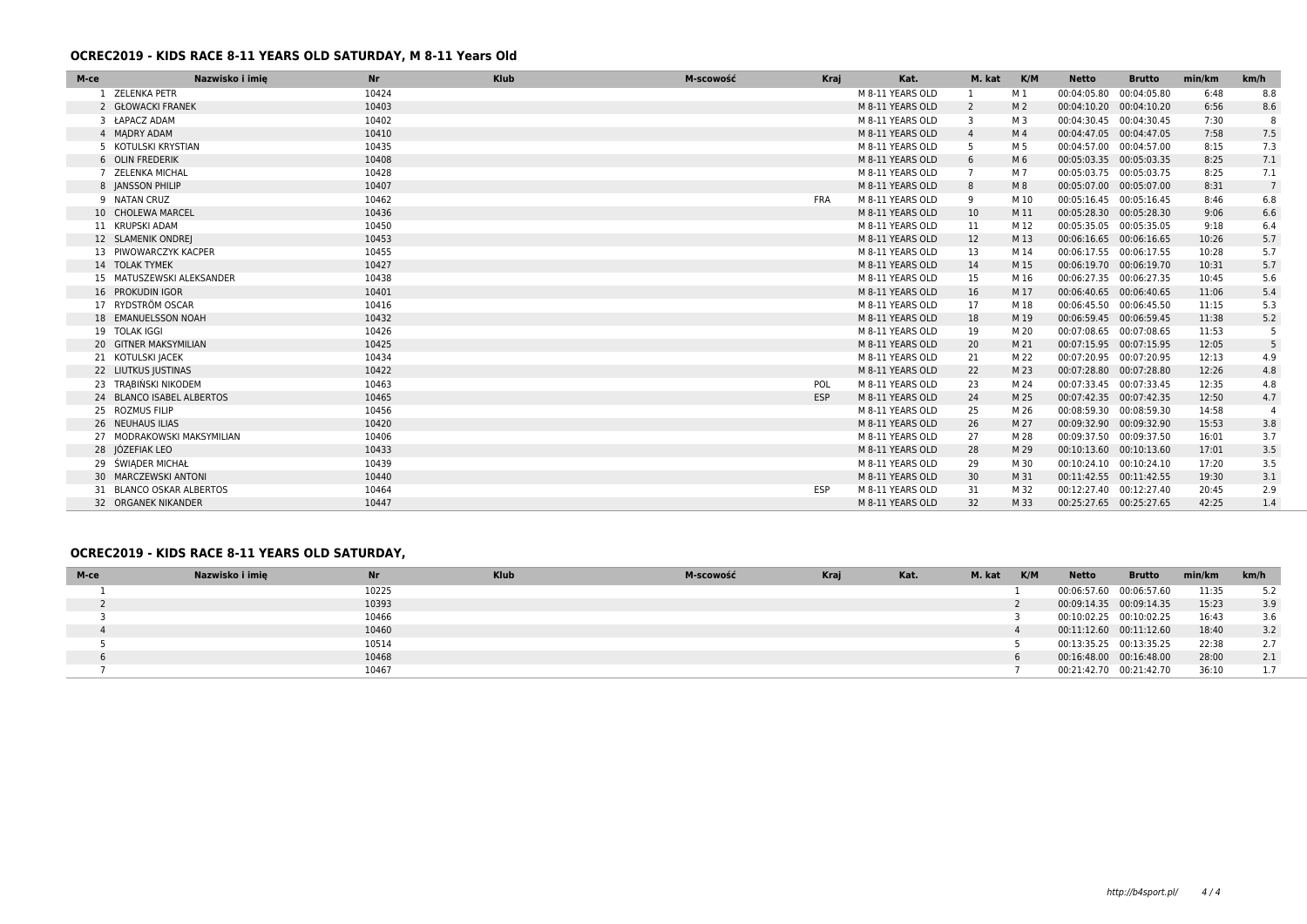## OCREC2019 - KIDS RACE 8-11 YEARS OLD SATURDAY, M 8-11 Years Old

| M-ce | Nazwisko i imię | Nr | Klub | M-scowość | Kraj | Kat. | M. kat | K/M | Netto | Brutto | min/km | km/h |
|---|---|---|---|---|---|---|---|---|---|---|---|---|
| 1 | ZELENKA PETR | 10424 | | | | M 8-11 YEARS OLD | 1 | M 1 | 00:04:05.80 | 00:04:05.80 | 6:48 | 8.8 |
| 2 | GŁOWACKI FRANEK | 10403 | | | | M 8-11 YEARS OLD | 2 | M 2 | 00:04:10.20 | 00:04:10.20 | 6:56 | 8.6 |
| 3 | ŁAPACZ ADAM | 10402 | | | | M 8-11 YEARS OLD | 3 | M 3 | 00:04:30.45 | 00:04:30.45 | 7:30 | 8 |
| 4 | MĄDRY ADAM | 10410 | | | | M 8-11 YEARS OLD | 4 | M 4 | 00:04:47.05 | 00:04:47.05 | 7:58 | 7.5 |
| 5 | KOTULSKI KRYSTIAN | 10435 | | | | M 8-11 YEARS OLD | 5 | M 5 | 00:04:57.00 | 00:04:57.00 | 8:15 | 7.3 |
| 6 | OLIN FREDERIK | 10408 | | | | M 8-11 YEARS OLD | 6 | M 6 | 00:05:03.35 | 00:05:03.35 | 8:25 | 7.1 |
| 7 | ZELENKA MICHAL | 10428 | | | | M 8-11 YEARS OLD | 7 | M 7 | 00:05:03.75 | 00:05:03.75 | 8:25 | 7.1 |
| 8 | JANSSON PHILIP | 10407 | | | | M 8-11 YEARS OLD | 8 | M 8 | 00:05:07.00 | 00:05:07.00 | 8:31 | 7 |
| 9 | NATAN CRUZ | 10462 | | | FRA | M 8-11 YEARS OLD | 9 | M 10 | 00:05:16.45 | 00:05:16.45 | 8:46 | 6.8 |
| 10 | CHOLEWA MARCEL | 10436 | | | | M 8-11 YEARS OLD | 10 | M 11 | 00:05:28.30 | 00:05:28.30 | 9:06 | 6.6 |
| 11 | KRUPSKI ADAM | 10450 | | | | M 8-11 YEARS OLD | 11 | M 12 | 00:05:35.05 | 00:05:35.05 | 9:18 | 6.4 |
| 12 | SLAMENIK ONDREJ | 10453 | | | | M 8-11 YEARS OLD | 12 | M 13 | 00:06:16.65 | 00:06:16.65 | 10:26 | 5.7 |
| 13 | PIWOWARCZYK KACPER | 10455 | | | | M 8-11 YEARS OLD | 13 | M 14 | 00:06:17.55 | 00:06:17.55 | 10:28 | 5.7 |
| 14 | TOLAK TYMEK | 10427 | | | | M 8-11 YEARS OLD | 14 | M 15 | 00:06:19.70 | 00:06:19.70 | 10:31 | 5.7 |
| 15 | MATUSZEWSKI ALEKSANDER | 10438 | | | | M 8-11 YEARS OLD | 15 | M 16 | 00:06:27.35 | 00:06:27.35 | 10:45 | 5.6 |
| 16 | PROKUDIN IGOR | 10401 | | | | M 8-11 YEARS OLD | 16 | M 17 | 00:06:40.65 | 00:06:40.65 | 11:06 | 5.4 |
| 17 | RYDSTRÖM OSCAR | 10416 | | | | M 8-11 YEARS OLD | 17 | M 18 | 00:06:45.50 | 00:06:45.50 | 11:15 | 5.3 |
| 18 | EMANUELSSON NOAH | 10432 | | | | M 8-11 YEARS OLD | 18 | M 19 | 00:06:59.45 | 00:06:59.45 | 11:38 | 5.2 |
| 19 | TOLAK IGGI | 10426 | | | | M 8-11 YEARS OLD | 19 | M 20 | 00:07:08.65 | 00:07:08.65 | 11:53 | 5 |
| 20 | GITNER MAKSYMILIAN | 10425 | | | | M 8-11 YEARS OLD | 20 | M 21 | 00:07:15.95 | 00:07:15.95 | 12:05 | 5 |
| 21 | KOTULSKI JACEK | 10434 | | | | M 8-11 YEARS OLD | 21 | M 22 | 00:07:20.95 | 00:07:20.95 | 12:13 | 4.9 |
| 22 | LIUTKUS JUSTINAS | 10422 | | | | M 8-11 YEARS OLD | 22 | M 23 | 00:07:28.80 | 00:07:28.80 | 12:26 | 4.8 |
| 23 | TRĄBIŃSKI NIKODEM | 10463 | | | POL | M 8-11 YEARS OLD | 23 | M 24 | 00:07:33.45 | 00:07:33.45 | 12:35 | 4.8 |
| 24 | BLANCO ISABEL ALBERTOS | 10465 | | | ESP | M 8-11 YEARS OLD | 24 | M 25 | 00:07:42.35 | 00:07:42.35 | 12:50 | 4.7 |
| 25 | ROZMUS FILIP | 10456 | | | | M 8-11 YEARS OLD | 25 | M 26 | 00:08:59.30 | 00:08:59.30 | 14:58 | 4 |
| 26 | NEUHAUS ILIAS | 10420 | | | | M 8-11 YEARS OLD | 26 | M 27 | 00:09:32.90 | 00:09:32.90 | 15:53 | 3.8 |
| 27 | MODRAKOWSKI MAKSYMILIAN | 10406 | | | | M 8-11 YEARS OLD | 27 | M 28 | 00:09:37.50 | 00:09:37.50 | 16:01 | 3.7 |
| 28 | JÓZEFIAK LEO | 10433 | | | | M 8-11 YEARS OLD | 28 | M 29 | 00:10:13.60 | 00:10:13.60 | 17:01 | 3.5 |
| 29 | ŚWIĄDER MICHAŁ | 10439 | | | | M 8-11 YEARS OLD | 29 | M 30 | 00:10:24.10 | 00:10:24.10 | 17:20 | 3.5 |
| 30 | MARCZEWSKI ANTONI | 10440 | | | | M 8-11 YEARS OLD | 30 | M 31 | 00:11:42.55 | 00:11:42.55 | 19:30 | 3.1 |
| 31 | BLANCO OSKAR ALBERTOS | 10464 | | | ESP | M 8-11 YEARS OLD | 31 | M 32 | 00:12:27.40 | 00:12:27.40 | 20:45 | 2.9 |
| 32 | ORGANEK NIKANDER | 10447 | | | | M 8-11 YEARS OLD | 32 | M 33 | 00:25:27.65 | 00:25:27.65 | 42:25 | 1.4 |

## OCREC2019 - KIDS RACE 8-11 YEARS OLD SATURDAY,

| M-ce | Nazwisko i imię | Nr | Klub | M-scowość | Kraj | Kat. | M. kat | K/M | Netto | Brutto | min/km | km/h |
|---|---|---|---|---|---|---|---|---|---|---|---|---|
| 1 | | 10225 | | | | | | 1 | 00:06:57.60 | 00:06:57.60 | 11:35 | 5.2 |
| 2 | | 10393 | | | | | | 2 | 00:09:14.35 | 00:09:14.35 | 15:23 | 3.9 |
| 3 | | 10466 | | | | | | 3 | 00:10:02.25 | 00:10:02.25 | 16:43 | 3.6 |
| 4 | | 10460 | | | | | | 4 | 00:11:12.60 | 00:11:12.60 | 18:40 | 3.2 |
| 5 | | 10514 | | | | | | 5 | 00:13:35.25 | 00:13:35.25 | 22:38 | 2.7 |
| 6 | | 10468 | | | | | | 6 | 00:16:48.00 | 00:16:48.00 | 28:00 | 2.1 |
| 7 | | 10467 | | | | | | 7 | 00:21:42.70 | 00:21:42.70 | 36:10 | 1.7 |

*http://b4sport.pl/*